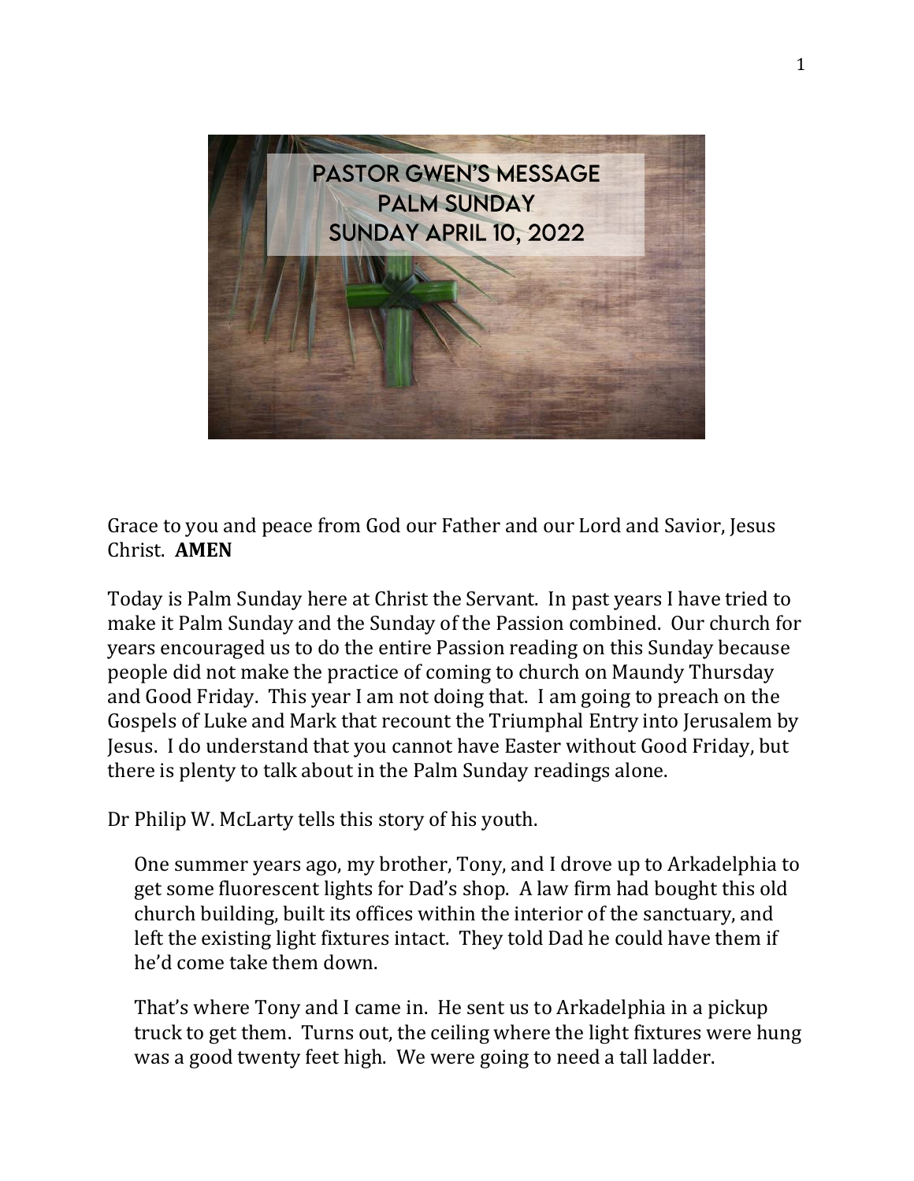# PASTOR GWEN'S MESSAGE
## PALM SUNDAY
## SUNDAY APRIL 10, 2022

Grace to you and peace from God our Father and our Lord and Savior, Jesus Christ. **AMEN**

Today is Palm Sunday here at Christ the Servant. In past years I have tried to make it Palm Sunday and the Sunday of the Passion combined. Our church for years encouraged us to do the entire Passion reading on this Sunday because people did not make the practice of coming to church on Maundy Thursday and Good Friday. This year I am not doing that. I am going to preach on the Gospels of Luke and Mark that recount the Triumphal Entry into Jerusalem by Jesus. I do understand that you cannot have Easter without Good Friday, but there is plenty to talk about in the Palm Sunday readings alone.

Dr Philip W. McLarty tells this story of his youth.

> One summer years ago, my brother, Tony, and I drove up to Arkadelphia to get some fluorescent lights for Dad's shop. A law firm had bought this old church building, built its offices within the interior of the sanctuary, and left the existing light fixtures intact. They told Dad he could have them if he'd come take them down.
>
> That's where Tony and I came in. He sent us to Arkadelphia in a pickup truck to get them. Turns out, the ceiling where the light fixtures were hung was a good twenty feet high. We were going to need a tall ladder.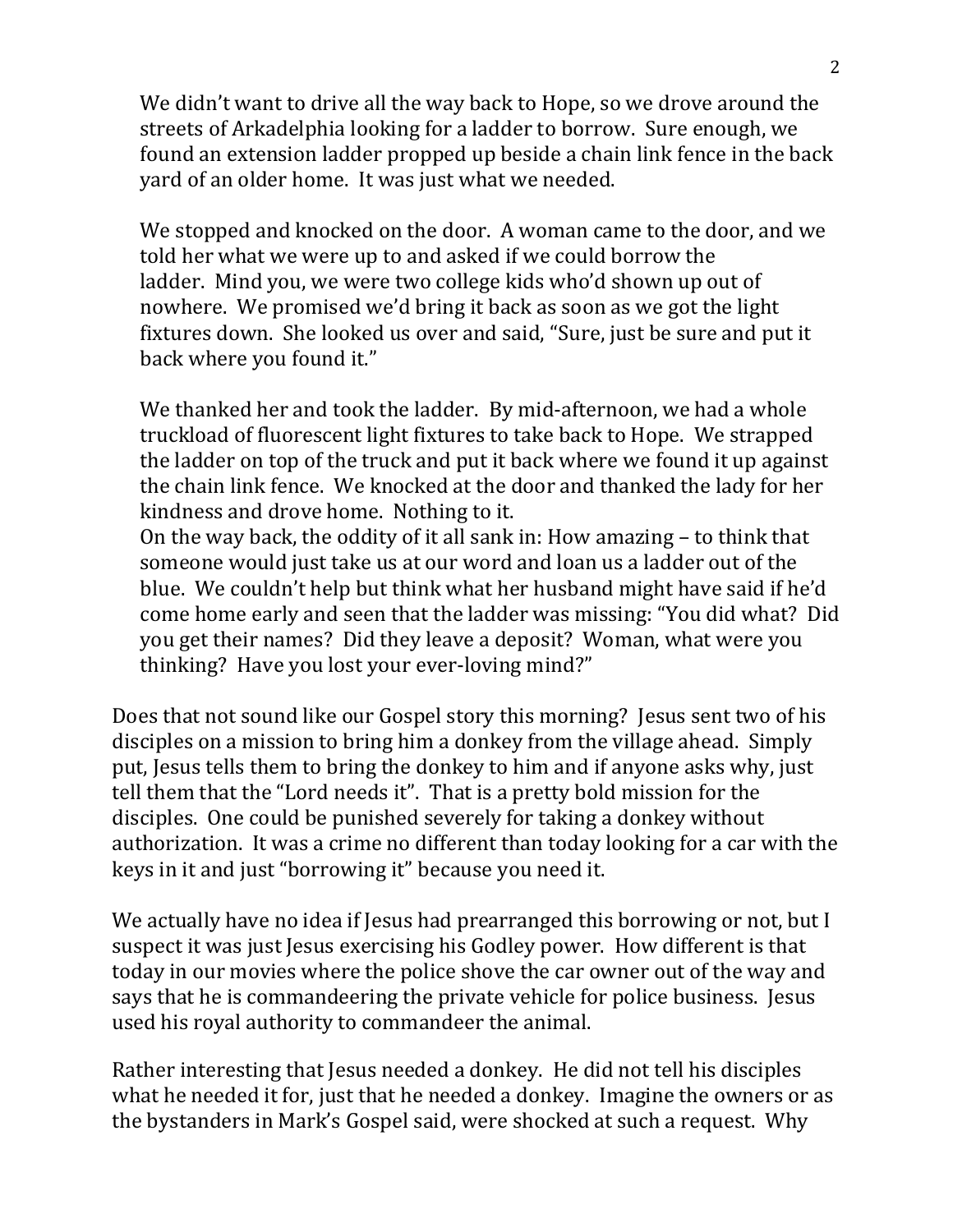> We didn't want to drive all the way back to Hope, so we drove around the streets of Arkadelphia looking for a ladder to borrow. Sure enough, we found an extension ladder propped up beside a chain link fence in the back yard of an older home. It was just what we needed.
>
> We stopped and knocked on the door. A woman came to the door, and we told her what we were up to and asked if we could borrow the ladder. Mind you, we were two college kids who'd shown up out of nowhere. We promised we'd bring it back as soon as we got the light fixtures down. She looked us over and said, "Sure, just be sure and put it back where you found it."
>
> We thanked her and took the ladder. By mid-afternoon, we had a whole truckload of fluorescent light fixtures to take back to Hope. We strapped the ladder on top of the truck and put it back where we found it up against the chain link fence. We knocked at the door and thanked the lady for her kindness and drove home. Nothing to it.
> On the way back, the oddity of it all sank in: How amazing – to think that someone would just take us at our word and loan us a ladder out of the blue. We couldn't help but think what her husband might have said if he'd come home early and seen that the ladder was missing: "You did what? Did you get their names? Did they leave a deposit? Woman, what were you thinking? Have you lost your ever-loving mind?"

Does that not sound like our Gospel story this morning? Jesus sent two of his disciples on a mission to bring him a donkey from the village ahead. Simply put, Jesus tells them to bring the donkey to him and if anyone asks why, just tell them that the "Lord needs it". That is a pretty bold mission for the disciples. One could be punished severely for taking a donkey without authorization. It was a crime no different than today looking for a car with the keys in it and just "borrowing it" because you need it.

We actually have no idea if Jesus had prearranged this borrowing or not, but I suspect it was just Jesus exercising his Godley power. How different is that today in our movies where the police shove the car owner out of the way and says that he is commandeering the private vehicle for police business. Jesus used his royal authority to commandeer the animal.

Rather interesting that Jesus needed a donkey. He did not tell his disciples what he needed it for, just that he needed a donkey. Imagine the owners or as the bystanders in Mark's Gospel said, were shocked at such a request. Why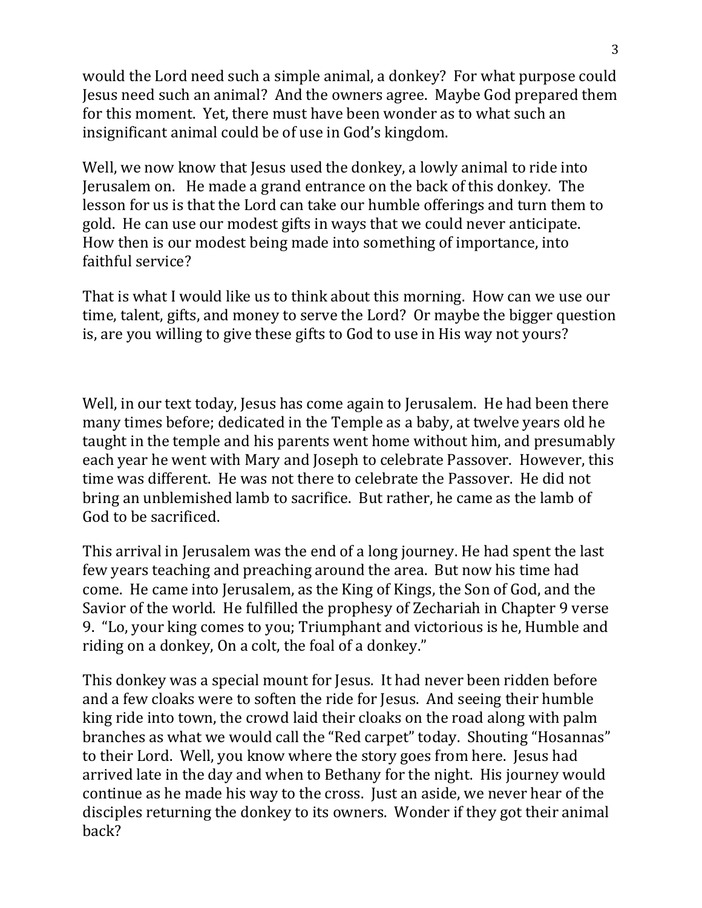would the Lord need such a simple animal, a donkey? For what purpose could Jesus need such an animal? And the owners agree. Maybe God prepared them for this moment. Yet, there must have been wonder as to what such an insignificant animal could be of use in God's kingdom.

Well, we now know that Jesus used the donkey, a lowly animal to ride into Jerusalem on. He made a grand entrance on the back of this donkey. The lesson for us is that the Lord can take our humble offerings and turn them to gold. He can use our modest gifts in ways that we could never anticipate. How then is our modest being made into something of importance, into faithful service?

That is what I would like us to think about this morning. How can we use our time, talent, gifts, and money to serve the Lord? Or maybe the bigger question is, are you willing to give these gifts to God to use in His way not yours?

Well, in our text today, Jesus has come again to Jerusalem. He had been there many times before; dedicated in the Temple as a baby, at twelve years old he taught in the temple and his parents went home without him, and presumably each year he went with Mary and Joseph to celebrate Passover. However, this time was different. He was not there to celebrate the Passover. He did not bring an unblemished lamb to sacrifice. But rather, he came as the lamb of God to be sacrificed.

This arrival in Jerusalem was the end of a long journey. He had spent the last few years teaching and preaching around the area. But now his time had come. He came into Jerusalem, as the King of Kings, the Son of God, and the Savior of the world. He fulfilled the prophesy of Zechariah in Chapter 9 verse 9. "Lo, your king comes to you; Triumphant and victorious is he, Humble and riding on a donkey, On a colt, the foal of a donkey."

This donkey was a special mount for Jesus. It had never been ridden before and a few cloaks were to soften the ride for Jesus. And seeing their humble king ride into town, the crowd laid their cloaks on the road along with palm branches as what we would call the "Red carpet" today. Shouting "Hosannas" to their Lord. Well, you know where the story goes from here. Jesus had arrived late in the day and when to Bethany for the night. His journey would continue as he made his way to the cross. Just an aside, we never hear of the disciples returning the donkey to its owners. Wonder if they got their animal back?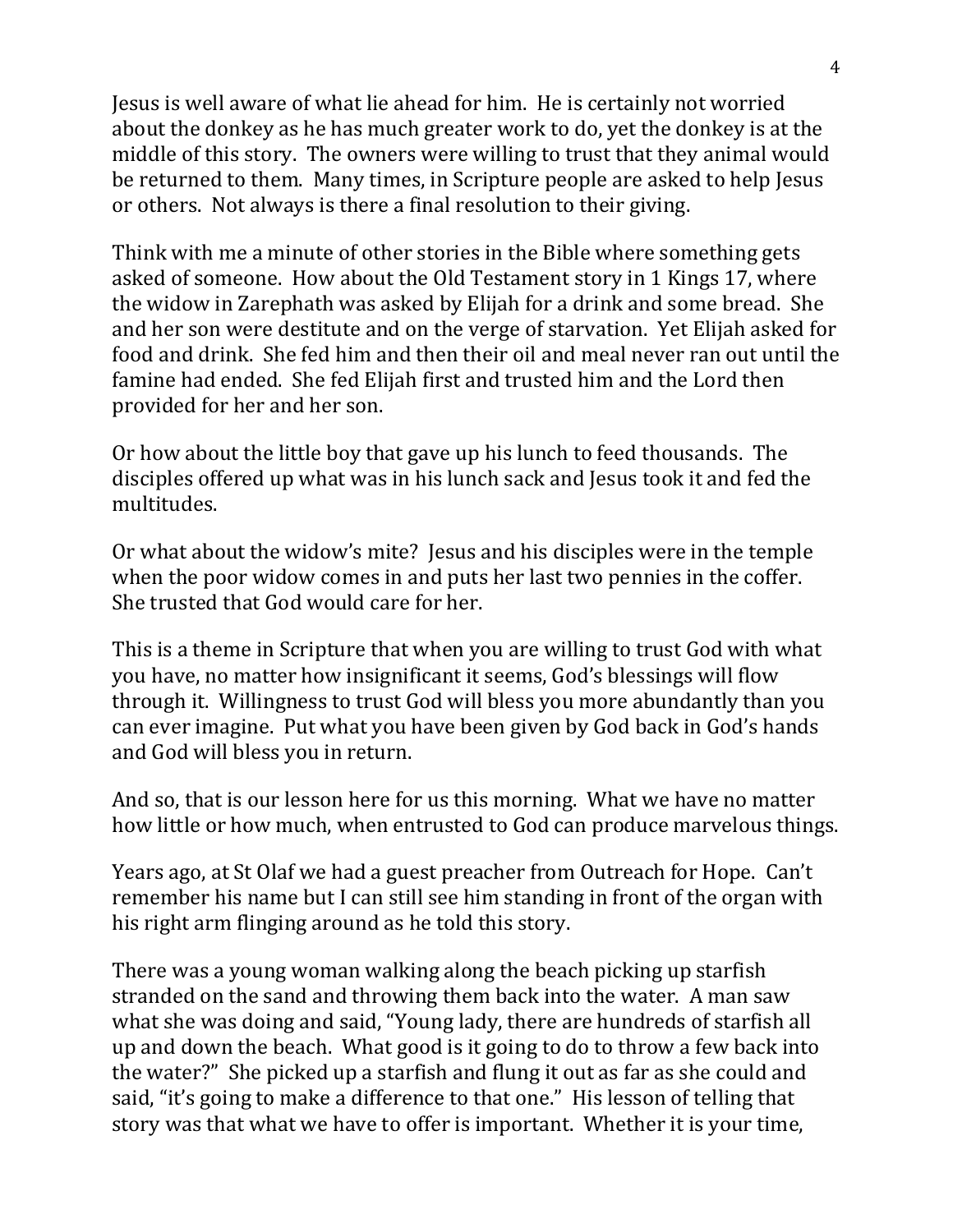Jesus is well aware of what lie ahead for him. He is certainly not worried about the donkey as he has much greater work to do, yet the donkey is at the middle of this story. The owners were willing to trust that they animal would be returned to them. Many times, in Scripture people are asked to help Jesus or others. Not always is there a final resolution to their giving.

Think with me a minute of other stories in the Bible where something gets asked of someone. How about the Old Testament story in 1 Kings 17, where the widow in Zarephath was asked by Elijah for a drink and some bread. She and her son were destitute and on the verge of starvation. Yet Elijah asked for food and drink. She fed him and then their oil and meal never ran out until the famine had ended. She fed Elijah first and trusted him and the Lord then provided for her and her son.

Or how about the little boy that gave up his lunch to feed thousands. The disciples offered up what was in his lunch sack and Jesus took it and fed the multitudes.

Or what about the widow's mite? Jesus and his disciples were in the temple when the poor widow comes in and puts her last two pennies in the coffer. She trusted that God would care for her.

This is a theme in Scripture that when you are willing to trust God with what you have, no matter how insignificant it seems, God's blessings will flow through it. Willingness to trust God will bless you more abundantly than you can ever imagine. Put what you have been given by God back in God's hands and God will bless you in return.

And so, that is our lesson here for us this morning. What we have no matter how little or how much, when entrusted to God can produce marvelous things.

Years ago, at St Olaf we had a guest preacher from Outreach for Hope. Can't remember his name but I can still see him standing in front of the organ with his right arm flinging around as he told this story.

There was a young woman walking along the beach picking up starfish stranded on the sand and throwing them back into the water. A man saw what she was doing and said, "Young lady, there are hundreds of starfish all up and down the beach. What good is it going to do to throw a few back into the water?" She picked up a starfish and flung it out as far as she could and said, "it's going to make a difference to that one." His lesson of telling that story was that what we have to offer is important. Whether it is your time,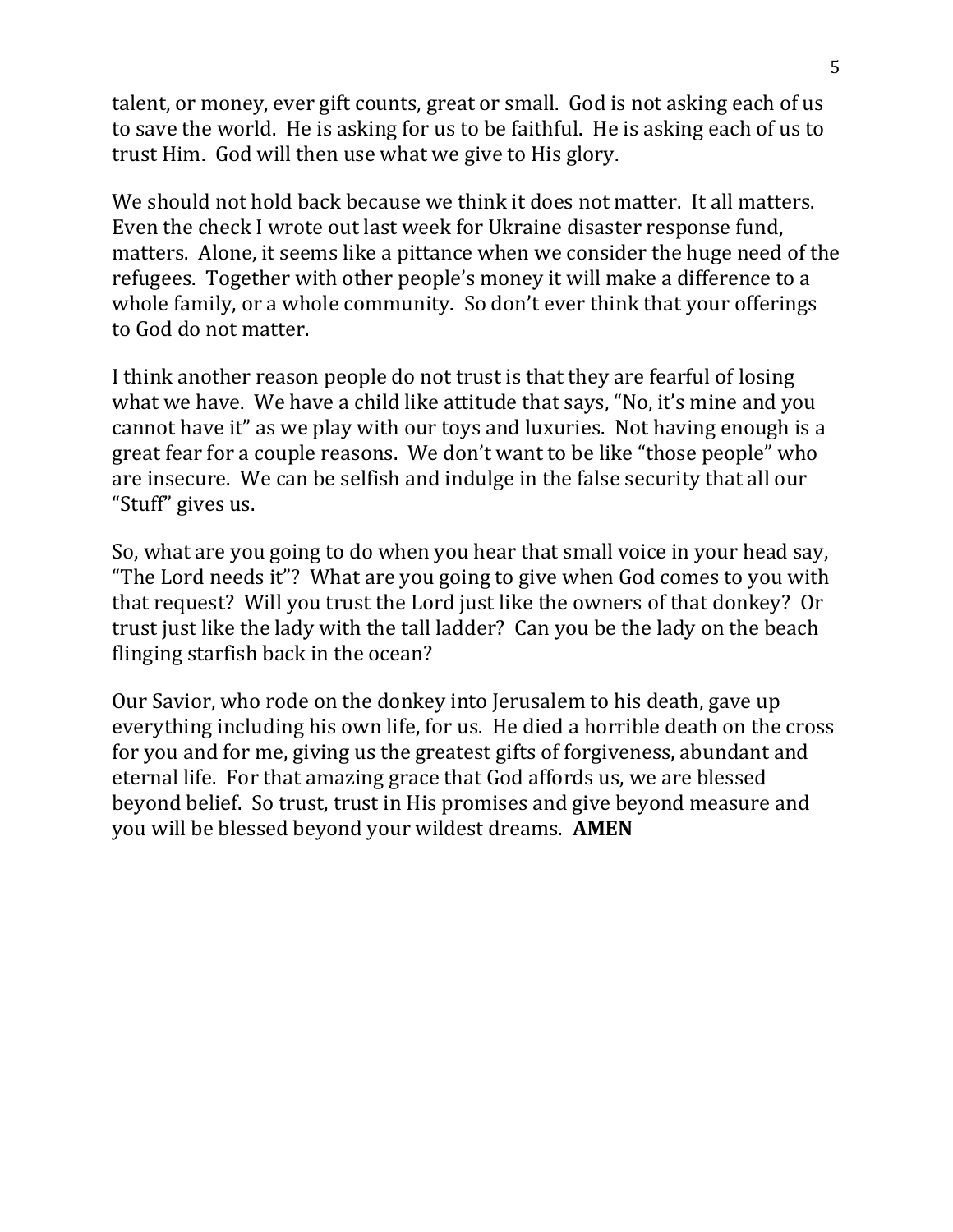talent, or money, ever gift counts, great or small. God is not asking each of us to save the world. He is asking for us to be faithful. He is asking each of us to trust Him. God will then use what we give to His glory.

We should not hold back because we think it does not matter. It all matters. Even the check I wrote out last week for Ukraine disaster response fund, matters. Alone, it seems like a pittance when we consider the huge need of the refugees. Together with other people's money it will make a difference to a whole family, or a whole community. So don't ever think that your offerings to God do not matter.

I think another reason people do not trust is that they are fearful of losing what we have. We have a child like attitude that says, "No, it's mine and you cannot have it" as we play with our toys and luxuries. Not having enough is a great fear for a couple reasons. We don't want to be like "those people" who are insecure. We can be selfish and indulge in the false security that all our "Stuff" gives us.

So, what are you going to do when you hear that small voice in your head say, "The Lord needs it"? What are you going to give when God comes to you with that request? Will you trust the Lord just like the owners of that donkey? Or trust just like the lady with the tall ladder? Can you be the lady on the beach flinging starfish back in the ocean?

Our Savior, who rode on the donkey into Jerusalem to his death, gave up everything including his own life, for us. He died a horrible death on the cross for you and for me, giving us the greatest gifts of forgiveness, abundant and eternal life. For that amazing grace that God affords us, we are blessed beyond belief. So trust, trust in His promises and give beyond measure and you will be blessed beyond your wildest dreams. **AMEN**